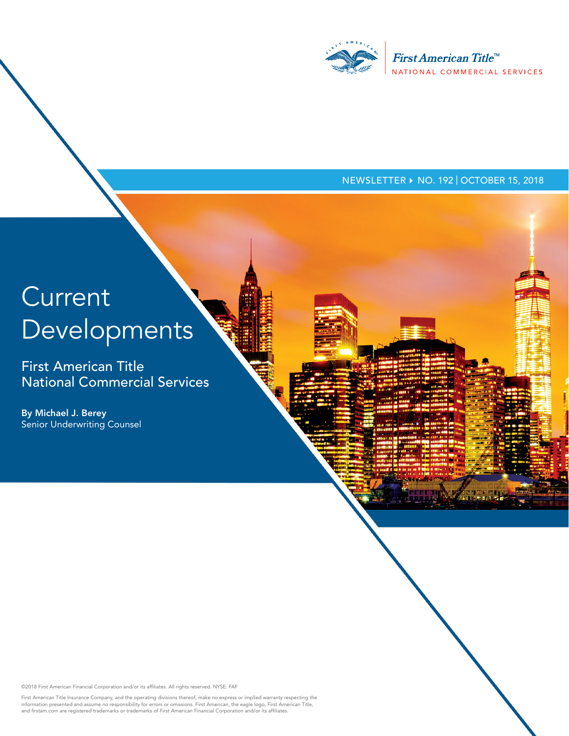First American Title™
NATIONAL COMMERCIAL SERVICES

NEWSLETTER ▸ NO. 192 | OCTOBER 15, 2018

# Current Developments

## First American Title National Commercial Services

**By Michael J. Berey**
Senior Underwriting Counsel

©2018 First American Financial Corporation and/or its affiliates. All rights reserved. NYSE: FAF

First American Title Insurance Company, and the operating divisions thereof, make no express or implied warranty respecting the information presented and assume no responsibility for errors or omissions. First American, the eagle logo, First American Title, and firstam.com are registered trademarks or trademarks of First American Financial Corporation and/or its affiliates.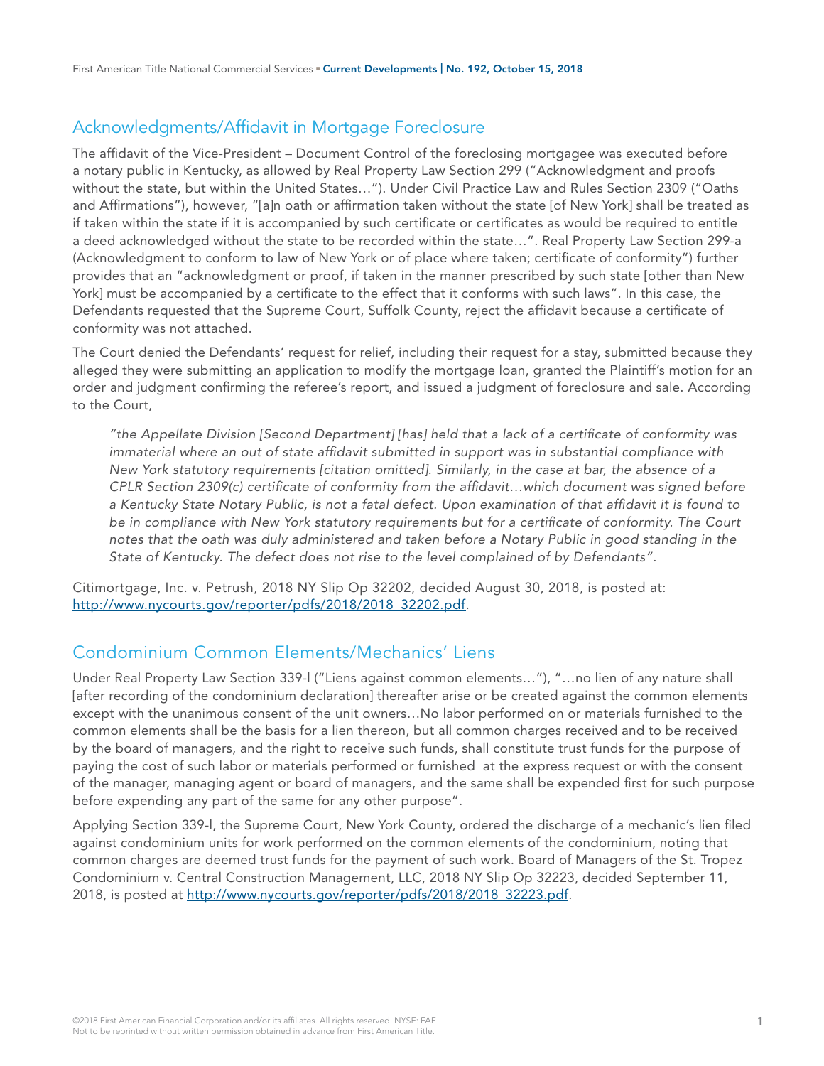## Acknowledgments/Affidavit in Mortgage Foreclosure

The affidavit of the Vice-President – Document Control of the foreclosing mortgagee was executed before a notary public in Kentucky, as allowed by Real Property Law Section 299 ("Acknowledgment and proofs without the state, but within the United States…"). Under Civil Practice Law and Rules Section 2309 ("Oaths and Affirmations"), however, "[a]n oath or affirmation taken without the state [of New York] shall be treated as if taken within the state if it is accompanied by such certificate or certificates as would be required to entitle a deed acknowledged without the state to be recorded within the state…". Real Property Section 299-a (Acknowledgment to conform to law of New York or of place where taken; certificate of conformity") further provides that an "acknowledgment or proof, if taken in the manner prescribed by such state [other than New York] must be accompanied by a certificate to the effect that it conforms with such laws". In this case, the Defendants requested that the Supreme Court, Suffolk County, reject the affidavit because a certificate of conformity was not attached.

The Court denied the Defendants' request for relief, including their request for a stay, submitted because they alleged they were submitting an application to modify the mortgage loan, granted the Plaintiff's motion for an order and judgment confirming the referee's report, and issued a judgment of foreclosure and sale. According to the Court,

> *"the Appellate Division [Second Department] [has] held that a lack of a certificate of conformity was immaterial where an out of state affidavit submitted in support was in substantial compliance with New York statutory requirements [citation omitted]. Similarly, in the case at bar, the absence of a CPLR Section 2309(c) certificate of conformity from the affidavit…which document was signed before a Kentucky State Notary Public, is not a fatal defect. Upon examination of that affidavit it is found to be in compliance with New York statutory requirements but for a certificate of conformity. The Court notes that the oath was duly administered and taken before a Notary Public in good standing in the State of Kentucky. The defect does not rise to the level complained of by Defendants".*

Citimortgage, Inc. v. Petrush, 2018 NY Slip Op 32202, decided August 30, 2018, is posted at: http://www.nycourts.gov/reporter/pdfs/2018/2018_32202.pdf.

## Condominium Common Elements/Mechanics' Liens

Under Real Property Law Section 339-l ("Liens against common elements…"), "…no lien of any nature shall [after recording of the condominium declaration] thereafter arise or be created against the common elements except with the unanimous consent of the unit owners…No labor performed on or materials furnished to the common elements shall be the basis for a lien thereon, but all common charges received and to be received by the board of managers, and the right to receive such funds, shall constitute trust funds for the purpose of paying the cost of such labor or materials performed or furnished at the express request or with the consent of the manager, managing agent or board of managers, and the same shall be expended first for such purpose before expending any part of the same for any other purpose".

Applying Section 339-l, the Supreme Court, New York County, ordered the discharge of a mechanic's lien filed against condominium units for work performed on the common elements of the condominium, noting that common charges are deemed trust funds for the payment of such work. Board of Managers of the St. Tropez Condominium v. Central Construction Management, LLC, 2018 NY Slip Op 32223, decided September 11, 2018, is posted at http://www.nycourts.gov/reporter/pdfs/2018/2018_32223.pdf.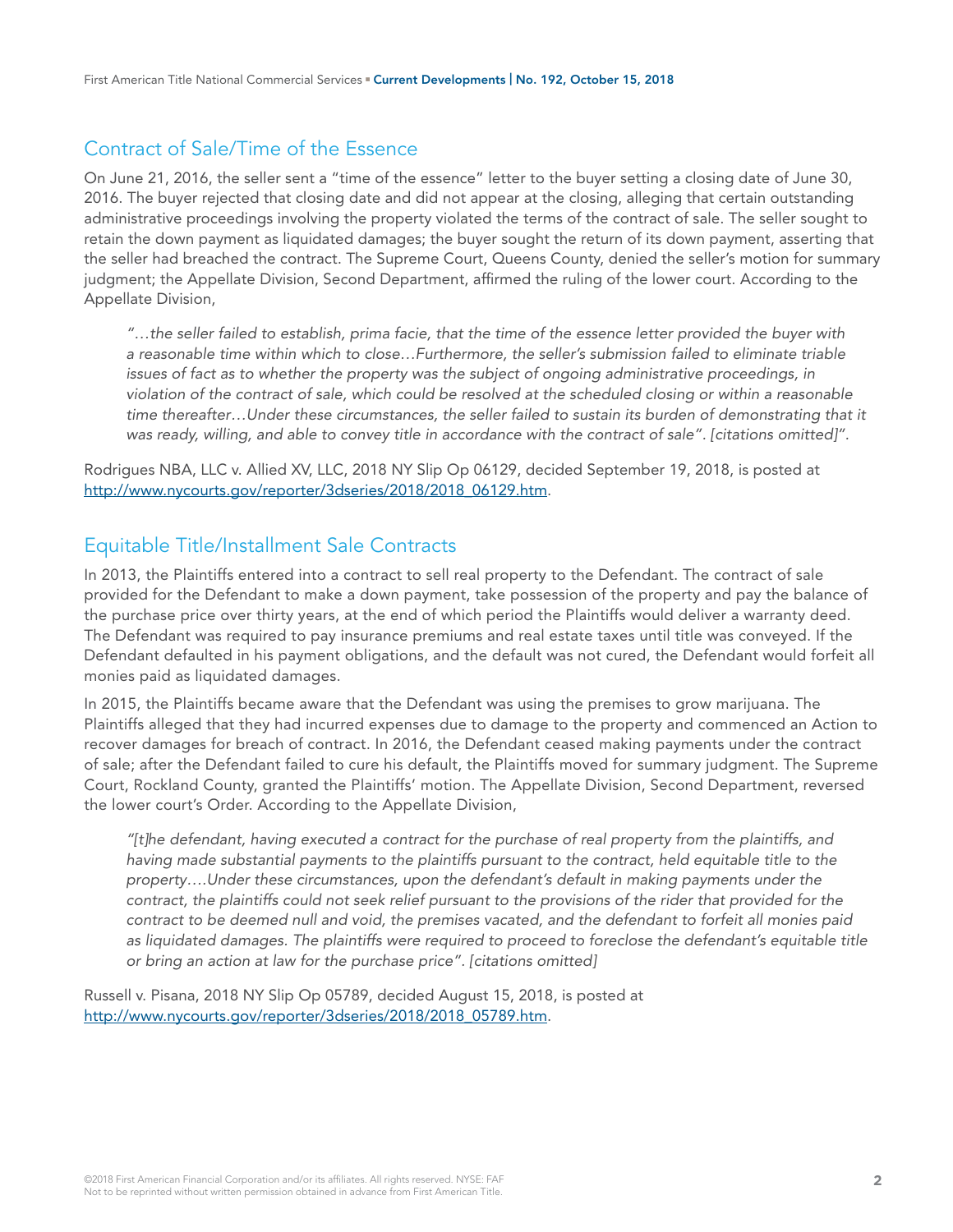## Contract of Sale/Time of the Essence

On June 21, 2016, the seller sent a "time of the essence" letter to the buyer setting a closing date of June 30, 2016. The buyer rejected that closing date and did not appear at the closing, alleging that certain outstanding administrative proceedings involving the property violated the terms of the contract of sale. The seller sought to retain the down payment as liquidated damages; the buyer sought the return of its down payment, asserting that the seller had breached the contract. The Supreme Court, Queens County, denied the seller's motion for summary judgment; the Appellate Division, Second Department, affirmed the ruling of the lower court. According to the Appellate Division,

> *"…the seller failed to establish, prima facie, that the time of the essence letter provided the buyer with a reasonable time within which to close…Furthermore, the seller's submission failed to eliminate triable issues of fact as to whether the property was the subject of ongoing administrative proceedings, in violation of the contract of sale, which could be resolved at the scheduled closing or within a reasonable time thereafter…Under these circumstances, the seller failed to sustain its burden of demonstrating that it was ready, willing, and able to convey title in accordance with the contract of sale". [citations omitted]".*

Rodrigues NBA, LLC v. Allied XV, LLC, 2018 NY Slip Op 06129, decided September 19, 2018, is posted at http://www.nycourts.gov/reporter/3dseries/2018/2018_06129.htm.

## Equitable Title/Installment Sale Contracts

In 2013, the Plaintiffs entered into a contract to sell real property to the Defendant. The contract of sale provided for the Defendant to make a down payment, take possession of the property and pay the balance of the purchase price over thirty years, at the end of which period the Plaintiffs would deliver a warranty deed. The Defendant was required to pay insurance premiums and real estate taxes until title was conveyed. If the Defendant defaulted in his payment obligations, and the default was not cured, the Defendant would forfeit all monies paid as liquidated damages.

In 2015, the Plaintiffs became aware that the Defendant was using the premises to grow marijuana. The Plaintiffs alleged that they had incurred expenses due to damage to the property and commenced an Action to recover damages for breach of contract. In 2016, the Defendant ceased making payments under the contract of sale; after the Defendant failed to cure his default, the Plaintiffs moved for summary judgment. The Supreme Court, Rockland County, granted the Plaintiffs' motion. The Appellate Division, Second Department, reversed the lower court's Order. According to the Appellate Division,

> *"[t]he defendant, having executed a contract for the purchase of real property from the plaintiffs, and having made substantial payments to the plaintiffs pursuant to the contract, held equitable title to the property….Under these circumstances, upon the defendant's default in making payments under the contract, the plaintiffs could not seek relief pursuant to the provisions of the rider that provided for the contract to be deemed null and void, the premises vacated, and the defendant to forfeit all monies paid as liquidated damages. The plaintiffs were required to proceed to foreclose the defendant's equitable title or bring an action at law for the purchase price". [citations omitted]*

Russell v. Pisana, 2018 NY Slip Op 05789, decided August 15, 2018, is posted at http://www.nycourts.gov/reporter/3dseries/2018/2018_05789.htm.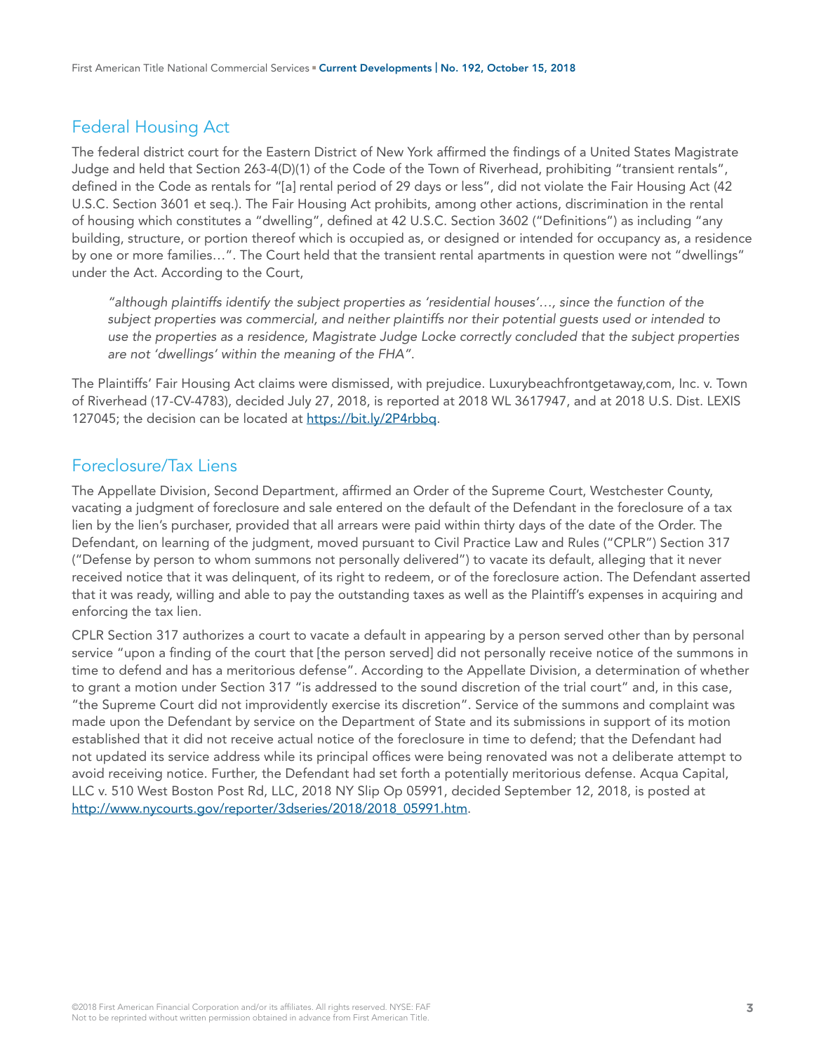## Federal Housing Act

The federal district court for the Eastern District of New York affirmed the findings of a United States Magistrate Judge and held that Section 263-4(D)(1) of the Code of the Town of Riverhead, prohibiting "transient rentals", defined in the Code as rentals for "[a] rental period of 29 days or less", did not violate the Fair Housing Act (42 U.S.C. Section 3601 et seq.). The Fair Housing Act prohibits, among other actions, discrimination in the rental of housing which constitutes a "dwelling", defined at 42 U.S.C. Section 3602 ("Definitions") as including "any building, structure, or portion thereof which is occupied as, or designed or intended for occupancy as, a residence by one or more families…". The Court held that the transient rental apartments in question were not "dwellings" under the Act. According to the Court,

> *"although plaintiffs identify the subject properties as 'residential houses'…, since the function of the subject properties was commercial, and neither plaintiffs nor their potential guests used or intended to use the properties as a residence, Magistrate Judge Locke correctly concluded that the subject properties are not 'dwellings' within the meaning of the FHA".*

The Plaintiffs' Fair Housing Act claims were dismissed, with prejudice. Luxurybeachfrontgetaway,com, Inc. v. Town of Riverhead (17-CV-4783), decided July 27, 2018, is reported at 2018 WL 3617947, and at 2018 U.S. Dist. LEXIS 127045; the decision can be located at https://bit.ly/2P4rbbq.

## Foreclosure/Tax Liens

The Appellate Division, Second Department, affirmed an Order of the Supreme Court, Westchester County, vacating a judgment of foreclosure and sale entered on the default of the Defendant in the foreclosure of a tax lien by the lien's purchaser, provided that all arrears were paid within thirty days of the date of the Order. The Defendant, on learning of the judgment, moved pursuant to Civil Practice Law and Rules ("CPLR") Section 317 ("Defense by person to whom summons not personally delivered") to vacate its default, alleging that it never received notice that it was delinquent, of its right to redeem, or of the foreclosure action. The Defendant asserted that it was ready, willing and able to pay the outstanding taxes as well as the Plaintiff's expenses in acquiring and enforcing the tax lien.

CPLR Section 317 authorizes a court to vacate a default in appearing by a person served other than by personal service "upon a finding of the court that [the person served] did not personally receive notice of the summons in time to defend and has a meritorious defense". According to the Appellate Division, a determination of whether to grant a motion under Section 317 "is addressed to the sound discretion of the trial court" and, in this case, "the Supreme Court did not improvidently exercise its discretion". Service of the summons and complaint was made upon the Defendant by service on the Department of State and its submissions in support of its motion established that it did not receive actual notice of the foreclosure in time to defend; that the Defendant had not updated its service address while its principal offices were being renovated was not a deliberate attempt to avoid receiving notice. Further, the Defendant had set forth a potentially meritorious defense. Acqua Capital, LLC v. 510 West Boston Post Rd, LLC, 2018 NY Slip Op 05991, decided September 12, 2018, is posted at http://www.nycourts.gov/reporter/3dseries/2018/2018_05991.htm.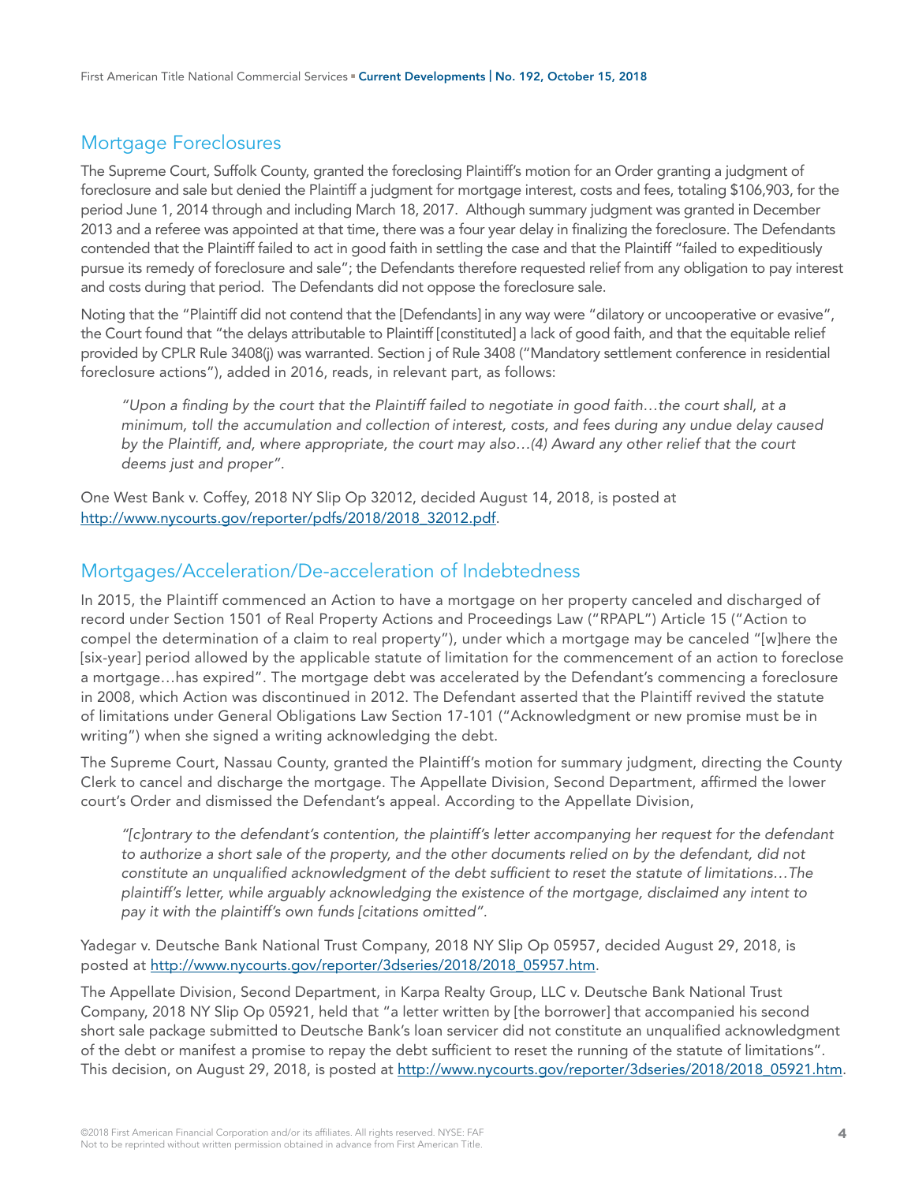## Mortgage Foreclosures

The Supreme Court, Suffolk County, granted the foreclosing Plaintiff's motion for an Order granting a judgment of foreclosure and sale but denied the Plaintiff a judgment for mortgage interest, costs and fees, totaling $106,903, for the period June 1, 2014 through and including March 18, 2017. Although summary judgment was granted in December 2013 and a referee was appointed at that time, there was a four year delay in finalizing the foreclosure. The Defendants contended that the Plaintiff failed to act in good faith in settling the case and that the Plaintiff "failed to expeditiously pursue its remedy of foreclosure and sale"; the Defendants therefore requested relief from any obligation to pay interest and costs during that period. The Defendants did not oppose the foreclosure sale.

Noting that the "Plaintiff did not contend that the [Defendants] in any way were "dilatory or uncooperative or evasive", the Court found that "the delays attributable to Plaintiff [constituted] a lack of good faith, and that the equitable relief provided by CPLR Rule 3408(j) was warranted. Section j of Rule 3408 ("Mandatory settlement conference in residential foreclosure actions"), added in 2016, reads, in relevant part, as follows:

> *"Upon a finding by the court that the Plaintiff failed to negotiate in good faith…the court shall, at a minimum, toll the accumulation and collection of interest, costs, and fees during any undue delay caused by the Plaintiff, and, where appropriate, the court may also…(4) Award any other relief that the court deems just and proper".*

One West Bank v. Coffey, 2018 NY Slip Op 32012, decided August 14, 2018, is posted at http://www.nycourts.gov/reporter/pdfs/2018/2018_32012.pdf.

## Mortgages/Acceleration/De-acceleration of Indebtedness

In 2015, the Plaintiff commenced an Action to have a mortgage on her property canceled and discharged of record under Section 1501 of Real Property Actions and Proceedings Law ("RPAPL") Article 15 ("Action to compel the determination of a claim to real property"), under which a mortgage may be canceled "[w]here the [six-year] period allowed by the applicable statute of limitation for the commencement of an action to foreclose a mortgage…has expired". The mortgage debt was accelerated by the Defendant's commencing a foreclosure in 2008, which Action was discontinued in 2012. The Defendant asserted that the Plaintiff revived the statute of limitations under General Obligations Law Section 17-101 ("Acknowledgment or new promise must be in writing") when she signed a writing acknowledging the debt.

The Supreme Court, Nassau County, granted the Plaintiff's motion for summary judgment, directing the County Clerk to cancel and discharge the mortgage. The Appellate Division, Second Department, affirmed the lower court's Order and dismissed the Defendant's appeal. According to the Appellate Division,

> *"[c]ontrary to the defendant's contention, the plaintiff's letter accompanying her request for the defendant to authorize a short sale of the property, and the other documents relied on by the defendant, did not constitute an unqualified acknowledgment of the debt sufficient to reset the statute of limitations…The plaintiff's letter, while arguably acknowledging the existence of the mortgage, disclaimed any intent to pay it with the plaintiff's own funds [citations omitted".*

Yadegar v. Deutsche Bank National Trust Company, 2018 NY Slip Op 05957, decided August 29, 2018, is posted at http://www.nycourts.gov/reporter/3dseries/2018/2018_05957.htm.

The Appellate Division, Second Department, in Karpa Realty Group, LLC v. Deutsche Bank National Trust Company, 2018 NY Slip Op 05921, held that "a letter written by [the borrower] that accompanied his second short sale package submitted to Deutsche Bank's loan servicer did not constitute an unqualified acknowledgment of the debt or manifest a promise to repay the debt sufficient to reset the running of the statute of limitations". This decision, on August 29, 2018, is posted at http://www.nycourts.gov/reporter/3dseries/2018/2018_05921.htm.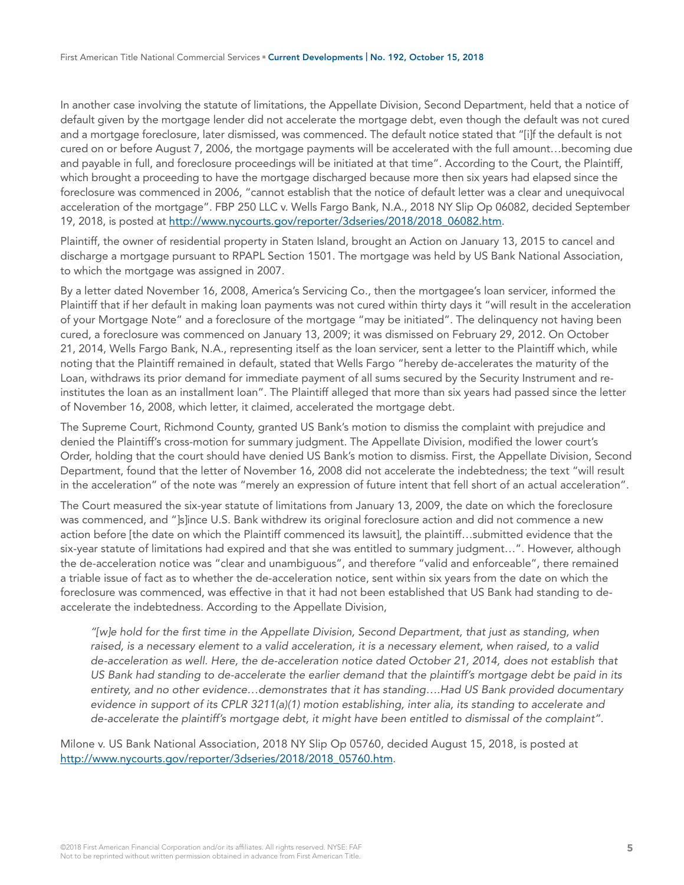In another case involving the statute of limitations, the Appellate Division, Second Department, held that a notice of default given by the mortgage lender did not accelerate the mortgage debt, even though the default was not cured and a mortgage foreclosure, later dismissed, was commenced. The default notice stated that "[i]f the default is not cured on or before August 7, 2006, the mortgage payments will be accelerated with the full amount…becoming due and payable in full, and foreclosure proceedings will be initiated at that time". According to the Court, the Plaintiff, which brought a proceeding to have the mortgage discharged because more then six years had elapsed since the foreclosure was commenced in 2006, "cannot establish that the notice of default letter was a clear and unequivocal acceleration of the mortgage". FBP 250 LLC v. Wells Fargo Bank, N.A., 2018 NY Slip Op 06082, decided September 19, 2018, is posted at http://www.nycourts.gov/reporter/3dseries/2018/2018_06082.htm.

Plaintiff, the owner of residential property in Staten Island, brought an Action on January 13, 2015 to cancel and discharge a mortgage pursuant to RPAPL Section 1501. The mortgage was held by US Bank National Association, to which the mortgage was assigned in 2007.

By a letter dated November 16, 2008, America's Servicing Co., then the mortgagee's loan servicer, informed the Plaintiff that if her default in making loan payments was not cured within thirty days it "will result in the acceleration of your Mortgage Note" and a foreclosure of the mortgage "may be initiated". The delinquency not having been cured, a foreclosure was commenced on January 13, 2009; it was dismissed on February 29, 2012. On October 21, 2014, Wells Fargo Bank, N.A., representing itself as the loan servicer, sent a letter to the Plaintiff which, while noting that the Plaintiff remained in default, stated that Wells Fargo "hereby de-accelerates the maturity of the Loan, withdraws its prior demand for immediate payment of all sums secured by the Security Instrument and re-institutes the loan as an installment loan". The Plaintiff alleged that more than six years had passed since the letter of November 16, 2008, which letter, it claimed, accelerated the mortgage debt.

The Supreme Court, Richmond County, granted US Bank's motion to dismiss the complaint with prejudice and denied the Plaintiff's cross-motion for summary judgment. The Appellate Division, modified the lower court's Order, holding that the court should have denied US Bank's motion to dismiss. First, the Appellate Division, Second Department, found that the letter of November 16, 2008 did not accelerate the indebtedness; the text "will result in the acceleration" of the note was "merely an expression of future intent that fell short of an actual acceleration".

The Court measured the six-year statute of limitations from January 13, 2009, the date on which the foreclosure was commenced, and "]s]ince U.S. Bank withdrew its original foreclosure action and did not commence a new action before [the date on which the Plaintiff commenced its lawsuit], the plaintiff…submitted evidence that the six-year statute of limitations had expired and that she was entitled to summary judgment…". However, although the de-acceleration notice was "clear and unambiguous", and therefore "valid and enforceable", there remained a triable issue of fact as to whether the de-acceleration notice, sent within six years from the date on which the foreclosure was commenced, was effective in that it had not been established that US Bank had standing to de-accelerate the indebtedness. According to the Appellate Division,

> *"[w]e hold for the first time in the Appellate Division, Second Department, that just as standing, when raised, is a necessary element to a valid acceleration, it is a necessary element, when raised, to a valid de-acceleration as well. Here, the de-acceleration notice dated October 21, 2014, does not establish that US Bank had standing to de-accelerate the earlier demand that the plaintiff's mortgage debt be paid in its entirety, and no other evidence…demonstrates that it has standing….Had US Bank provided documentary evidence in support of its CPLR 3211(a)(1) motion establishing, inter alia, its standing to accelerate and de-accelerate the plaintiff's mortgage debt, it might have been entitled to dismissal of the complaint".*

Milone v. US Bank National Association, 2018 NY Slip Op 05760, decided August 15, 2018, is posted at http://www.nycourts.gov/reporter/3dseries/2018/2018_05760.htm.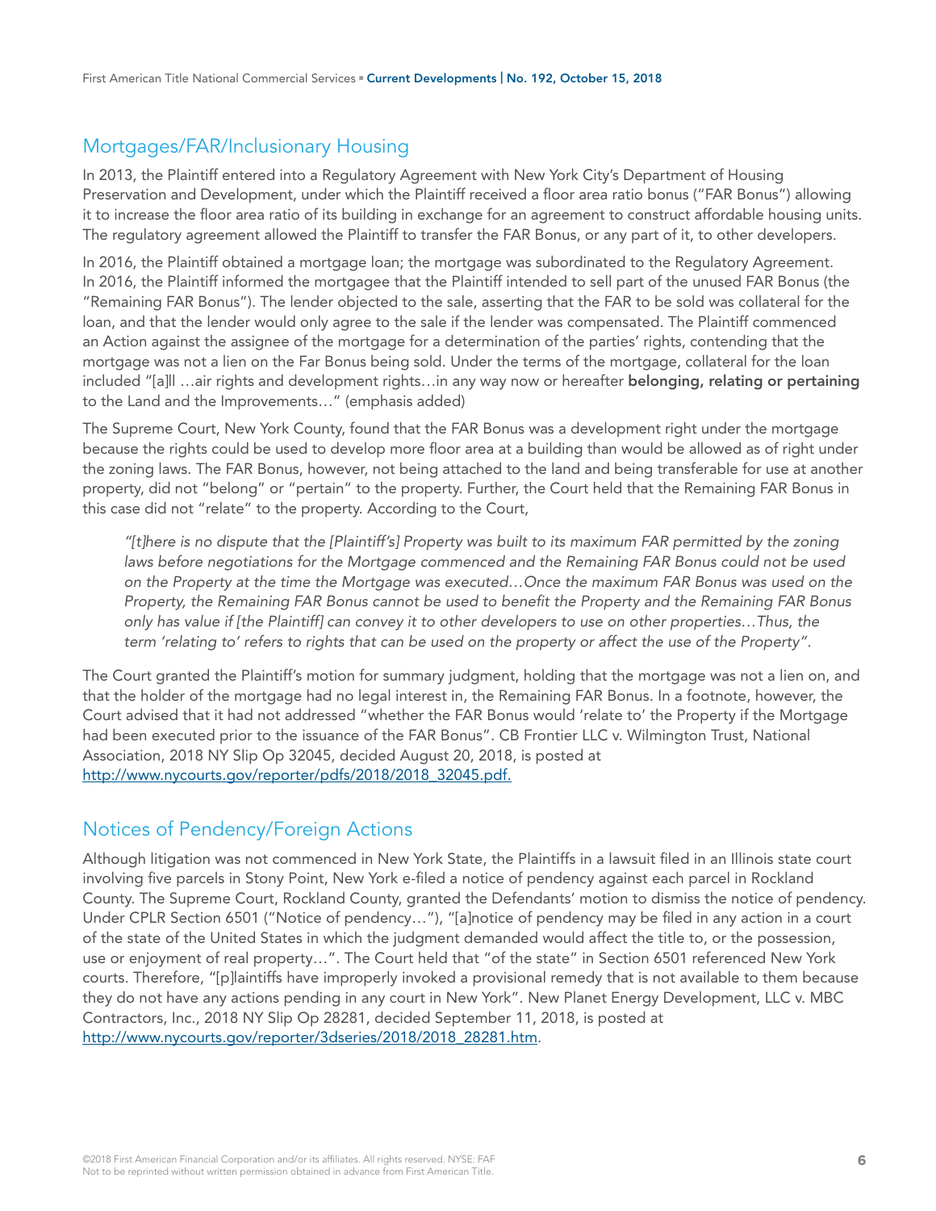## Mortgages/FAR/Inclusionary Housing

In 2013, the Plaintiff entered into a Regulatory Agreement with New York City's Department of Housing Preservation and Development, under which the Plaintiff received a floor area ratio bonus ("FAR Bonus") allowing it to increase the floor area ratio of its building in exchange for an agreement to construct affordable housing units. The regulatory agreement allowed the Plaintiff to transfer the FAR Bonus, or any part of it, to other developers.

In 2016, the Plaintiff obtained a mortgage loan; the mortgage was subordinated to the Regulatory Agreement. In 2016, the Plaintiff informed the mortgagee that the Plaintiff intended to sell part of the unused FAR Bonus (the "Remaining FAR Bonus"). The lender objected to the sale, asserting that the FAR to be sold was collateral for the loan, and that the lender would only agree to the sale if the lender was compensated. The Plaintiff commenced an Action against the assignee of the mortgage for a determination of the parties' rights, contending that the mortgage was not a lien on the Far Bonus being sold. Under the terms of the mortgage, collateral for the loan included "[a]ll …air rights and development rights…in any way now or hereafter **belonging, relating or pertaining** to the Land and the Improvements…" (emphasis added)

The Supreme Court, New York County, found that the FAR Bonus was a development right under the mortgage because the rights could be used to develop more floor area at a building than would be allowed as of right under the zoning laws. The FAR Bonus, however, not being attached to the land and being transferable for use at another property, did not "belong" or "pertain" to the property. Further, the Court held that the Remaining FAR Bonus in this case did not "relate" to the property. According to the Court,

> *"[t]here is no dispute that the [Plaintiff's] Property was built to its maximum FAR permitted by the zoning laws before negotiations for the Mortgage commenced and the Remaining FAR Bonus could not be used on the Property at the time the Mortgage was executed…Once the maximum FAR Bonus was used on the Property, the Remaining FAR Bonus cannot be used to benefit the Property and the Remaining FAR Bonus only has value if [the Plaintiff] can convey it to other developers to use on other properties…Thus, the term 'relating to' refers to rights that can be used on the property or affect the use of the Property".*

The Court granted the Plaintiff's motion for summary judgment, holding that the mortgage was not a lien on, and that the holder of the mortgage had no legal interest in, the Remaining FAR Bonus. In a footnote, however, the Court advised that it had not addressed "whether the FAR Bonus would 'relate to' the Property if the Mortgage had been executed prior to the issuance of the FAR Bonus". CB Frontier LLC v. Wilmington Trust, National Association, 2018 NY Slip Op 32045, decided August 20, 2018, is posted at http://www.nycourts.gov/reporter/pdfs/2018/2018_32045.pdf.

## Notices of Pendency/Foreign Actions

Although litigation was not commenced in New York State, the Plaintiffs in a lawsuit filed in an Illinois state court involving five parcels in Stony Point, New York e-filed a notice of pendency against each parcel in Rockland County. The Supreme Court, Rockland County, granted the Defendants' motion to dismiss the notice of pendency. Under CPLR Section 6501 ("Notice of pendency…"), "[a]notice of pendency may be filed in any action in a court of the state of the United States in which the judgment demanded would affect the title to, or the possession, use or enjoyment of real property…". The Court held that "of the state" in Section 6501 referenced New York courts. Therefore, "[p]laintiffs have improperly invoked a provisional remedy that is not available to them because they do not have any actions pending in any court in New York". New Planet Energy Development, LLC v. MBC Contractors, Inc., 2018 NY Slip Op 28281, decided September 11, 2018, is posted at http://www.nycourts.gov/reporter/3dseries/2018/2018_28281.htm.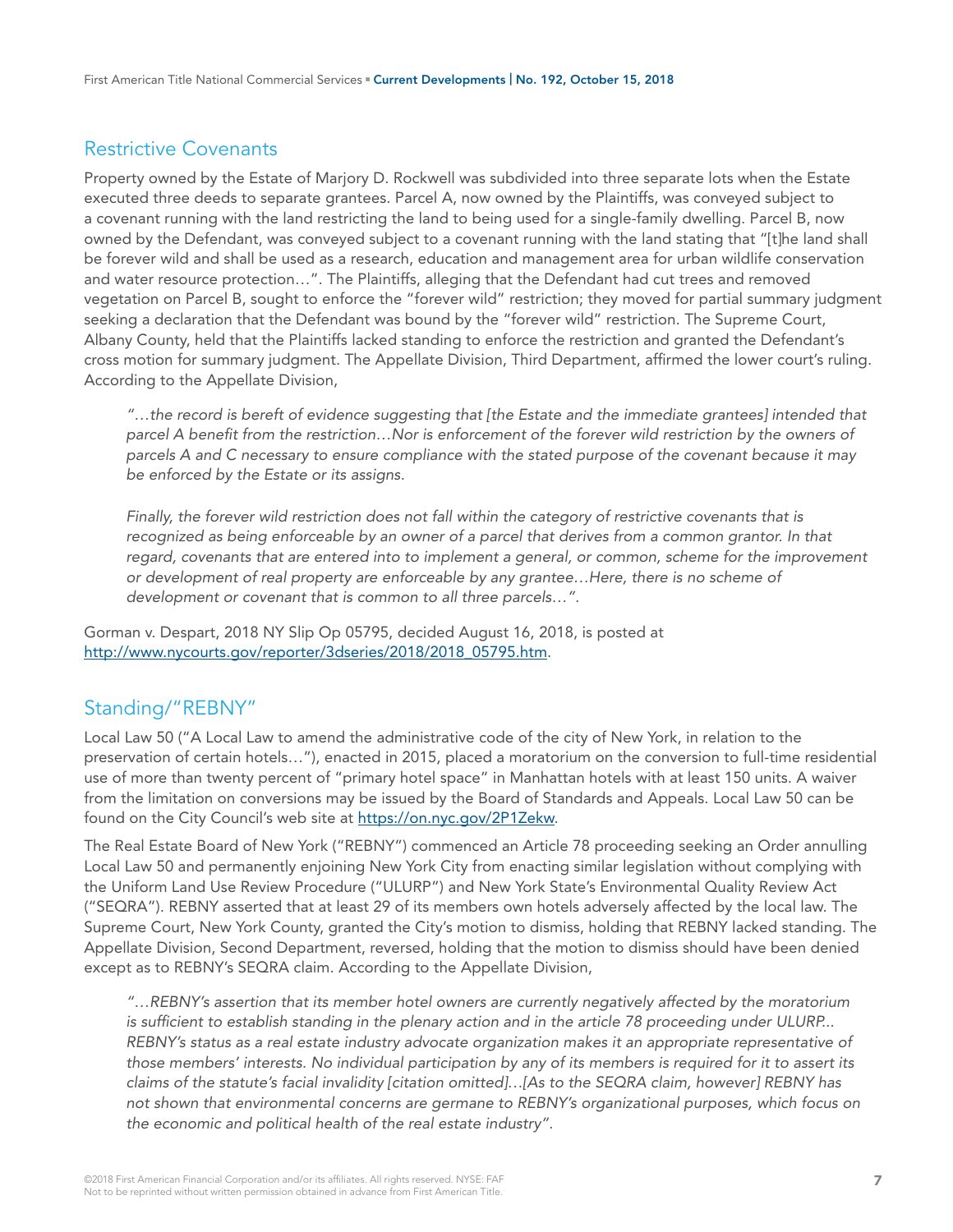## Restrictive Covenants

Property owned by the Estate of Marjory D. Rockwell was subdivided into three separate lots when the Estate executed three deeds to separate grantees. Parcel A, now owned by the Plaintiffs, was conveyed subject to a covenant running with the land restricting the land to being used for a single-family dwelling. Parcel B, now owned by the Defendant, was conveyed subject to a covenant running with the land stating that "[t]he land shall be forever wild and shall be used as a research, education and management area for urban wildlife conservation and water resource protection…". The Plaintiffs, alleging that the Defendant had cut trees and removed vegetation on Parcel B, sought to enforce the "forever wild" restriction; they moved for partial summary judgment seeking a declaration that the Defendant was bound by the "forever wild" restriction. The Supreme Court, Albany County, held that the Plaintiffs lacked standing to enforce the restriction and granted the Defendant's cross motion for summary judgment. The Appellate Division, Third Department, affirmed the lower court's ruling. According to the Appellate Division,

> *"…the record is bereft of evidence suggesting that [the Estate and the immediate grantees] intended that parcel A benefit from the restriction…Nor is enforcement of the forever wild restriction by the owners of parcels A and C necessary to ensure compliance with the stated purpose of the covenant because it may be enforced by the Estate or its assigns.*
>
> *Finally, the forever wild restriction does not fall within the category of restrictive covenants that is recognized as being enforceable by an owner of a parcel that derives from a common grantor. In that regard, covenants that are entered into to implement a general, or common, scheme for the improvement or development of real property are enforceable by any grantee…Here, there is no scheme of development or covenant that is common to all three parcels…".*

Gorman v. Despart, 2018 NY Slip Op 05795, decided August 16, 2018, is posted at [http://www.nycourts.gov/reporter/3dseries/2018/2018_05795.htm](http://www.nycourts.gov/reporter/3dseries/2018/2018_05795.htm).

## Standing/"REBNY"

Local Law 50 ("A Local Law to amend the administrative code of the city of New York, in relation to the preservation of certain hotels…"), enacted in 2015, placed a moratorium on the conversion to full-time residential use of more than twenty percent of "primary hotel space" in Manhattan hotels with at least 150 units. A waiver from the limitation on conversions may be issued by the Board of Standards and Appeals. Local Law 50 can be found on the City Council's web site at [https://on.nyc.gov/2P1Zekw](https://on.nyc.gov/2P1Zekw).

The Real Estate Board of New York ("REBNY") commenced an Article 78 proceeding seeking an Order annulling Local Law 50 and permanently enjoining New York City from enacting similar legislation without complying with the Uniform Land Use Review Procedure ("ULURP") and New York State's Environmental Quality Review Act ("SEQRA"). REBNY asserted that at least 29 of its members own hotels adversely affected by the local law. The Supreme Court, New York County, granted the City's motion to dismiss, holding that REBNY lacked standing. The Appellate Division, Second Department, reversed, holding that the motion to dismiss should have been denied except as to REBNY's SEQRA claim. According to the Appellate Division,

> *"…REBNY's assertion that its member hotel owners are currently negatively affected by the moratorium is sufficient to establish standing in the plenary action and in the article 78 proceeding under ULURP... REBNY's status as a real estate industry advocate organization makes it an appropriate representative of those members' interests. No individual participation by any of its members is required for it to assert its claims of the statute's facial invalidity [citation omitted]…[As to the SEQRA claim, however] REBNY has not shown that environmental concerns are germane to REBNY's organizational purposes, which focus on the economic and political health of the real estate industry".*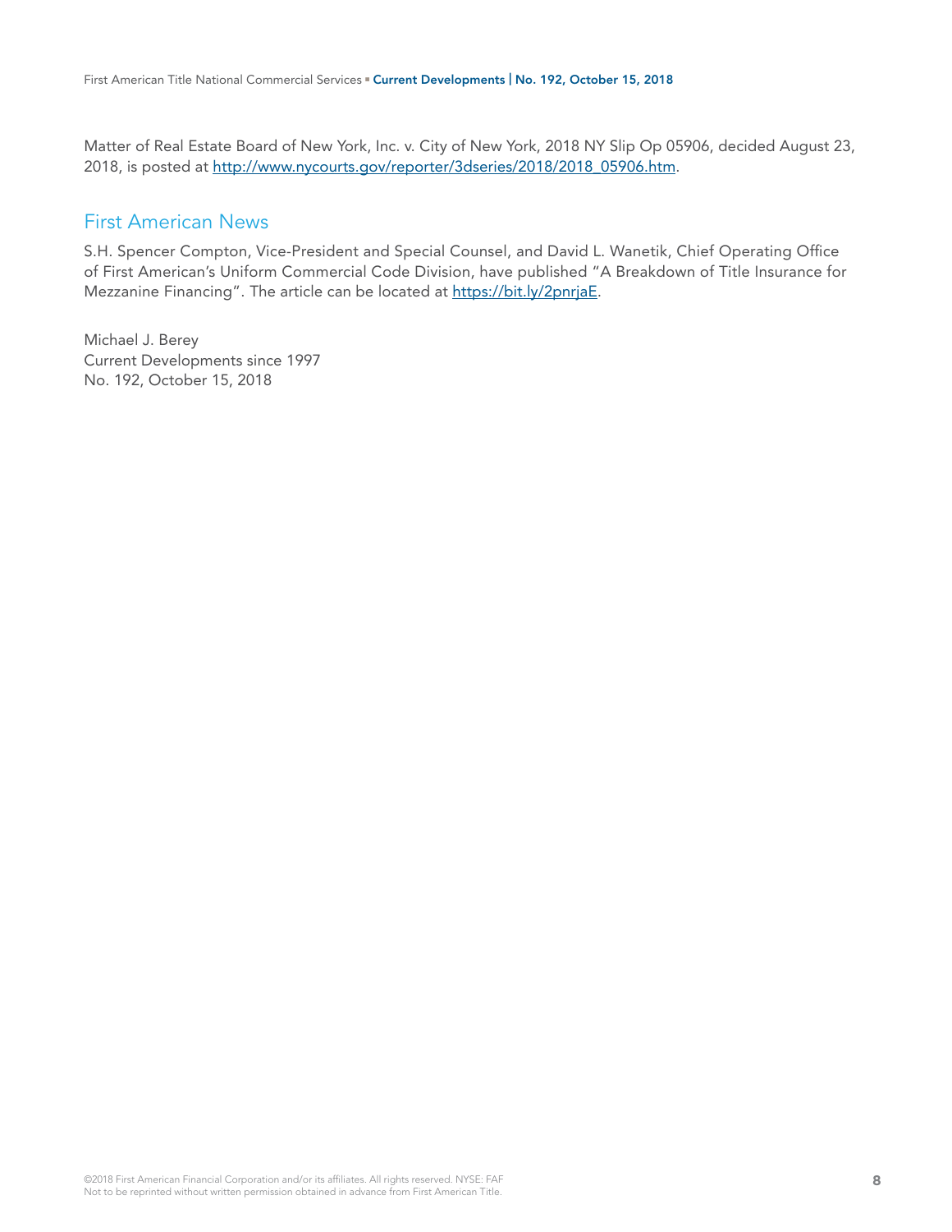Matter of Real Estate Board of New York, Inc. v. City of New York, 2018 NY Slip Op 05906, decided August 23, 2018, is posted at http://www.nycourts.gov/reporter/3dseries/2018/2018_05906.htm.

## First American News

S.H. Spencer Compton, Vice-President and Special Counsel, and David L. Wanetik, Chief Operating Office of First American's Uniform Commercial Code Division, have published "A Breakdown of Title Insurance for Mezzanine Financing". The article can be located at https://bit.ly/2pnrjaE.

Michael J. Berey  
Current Developments since 1997  
No. 192, October 15, 2018

©2018 First American Financial Corporation and/or its affiliates. All rights reserved. NYSE: FAF  
Not to be reprinted without written permission obtained in advance from First American Title.